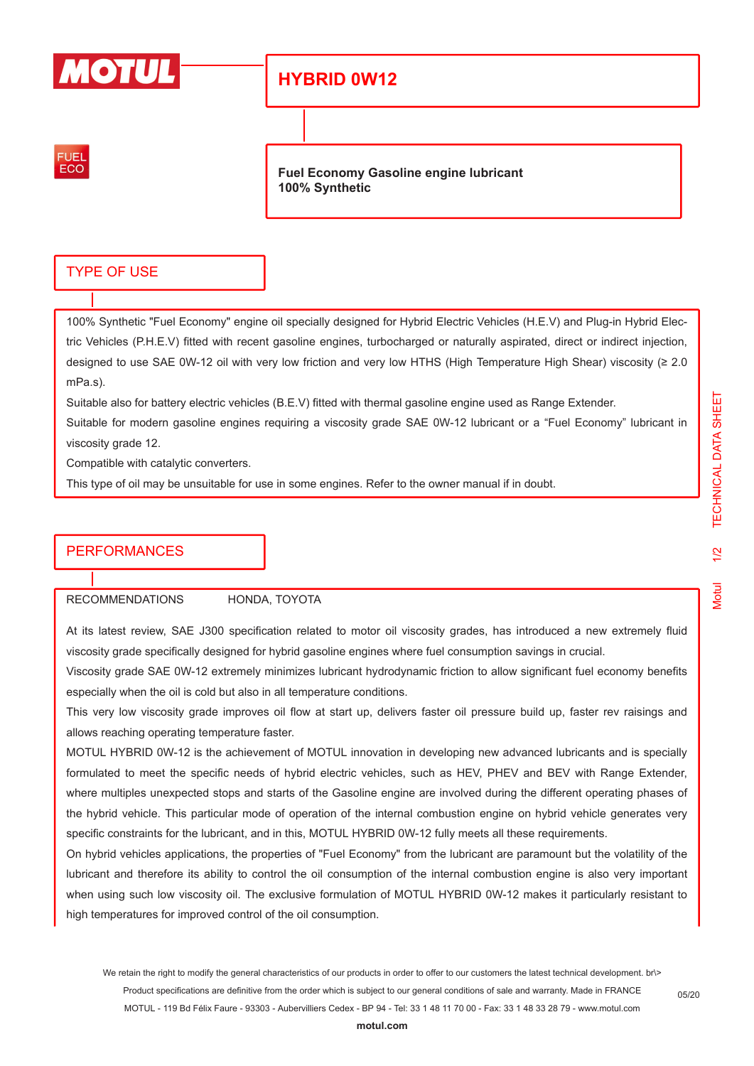# MOTUL

## HYBRID 0W12

FUEL ECO

**Fuel Economy Gasoline engine lubricant**
**100% Synthetic**

## TYPE OF USE

100% Synthetic "Fuel Economy" engine oil specially designed for Hybrid Electric Vehicles (H.E.V) and Plug-in Hybrid Electric Vehicles (P.H.E.V) fitted with recent gasoline engines, turbocharged or naturally aspirated, direct or indirect injection, designed to use SAE 0W-12 oil with very low friction and very low HTHS (High Temperature High Shear) viscosity (≥ 2.0 mPa.s).

Suitable also for battery electric vehicles (B.E.V) fitted with thermal gasoline engine used as Range Extender.

Suitable for modern gasoline engines requiring a viscosity grade SAE 0W-12 lubricant or a “Fuel Economy” lubricant in viscosity grade 12.

Compatible with catalytic converters.

This type of oil may be unsuitable for use in some engines. Refer to the owner manual if in doubt.

## PERFORMANCES

RECOMMENDATIONS HONDA, TOYOTA

At its latest review, SAE J300 specification related to motor oil viscosity grades, has introduced a new extremely fluid viscosity grade specifically designed for hybrid gasoline engines where fuel consumption savings in crucial.

Viscosity grade SAE 0W-12 extremely minimizes lubricant hydrodynamic friction to allow significant fuel economy benefits especially when the oil is cold but also in all temperature conditions.

This very low viscosity grade improves oil flow at start up, delivers faster oil pressure build up, faster rev raisings and allows reaching operating temperature faster.

MOTUL HYBRID 0W-12 is the achievement of MOTUL innovation in developing new advanced lubricants and is specially formulated to meet the specific needs of hybrid electric vehicles, such as HEV, PHEV and BEV with Range Extender, where multiples unexpected stops and starts of the Gasoline engine are involved during the different operating phases of the hybrid vehicle. This particular mode of operation of the internal combustion engine on hybrid vehicle generates very specific constraints for the lubricant, and in this, MOTUL HYBRID 0W-12 fully meets all these requirements.

On hybrid vehicles applications, the properties of "Fuel Economy" from the lubricant are paramount but the volatility of the lubricant and therefore its ability to control the oil consumption of the internal combustion engine is also very important when using such low viscosity oil. The exclusive formulation of MOTUL HYBRID 0W-12 makes it particularly resistant to high temperatures for improved control of the oil consumption.

We retain the right to modify the general characteristics of our products in order to offer to our customers the latest technical development. br\>
Product specifications are definitive from the order which is subject to our general conditions of sale and warranty. Made in FRANCE
MOTUL - 119 Bd Félix Faure - 93303 - Aubervilliers Cedex - BP 94 - Tel: 33 1 48 11 70 00 - Fax: 33 1 48 33 28 79 - www.motul.com
**motul.com**

05/20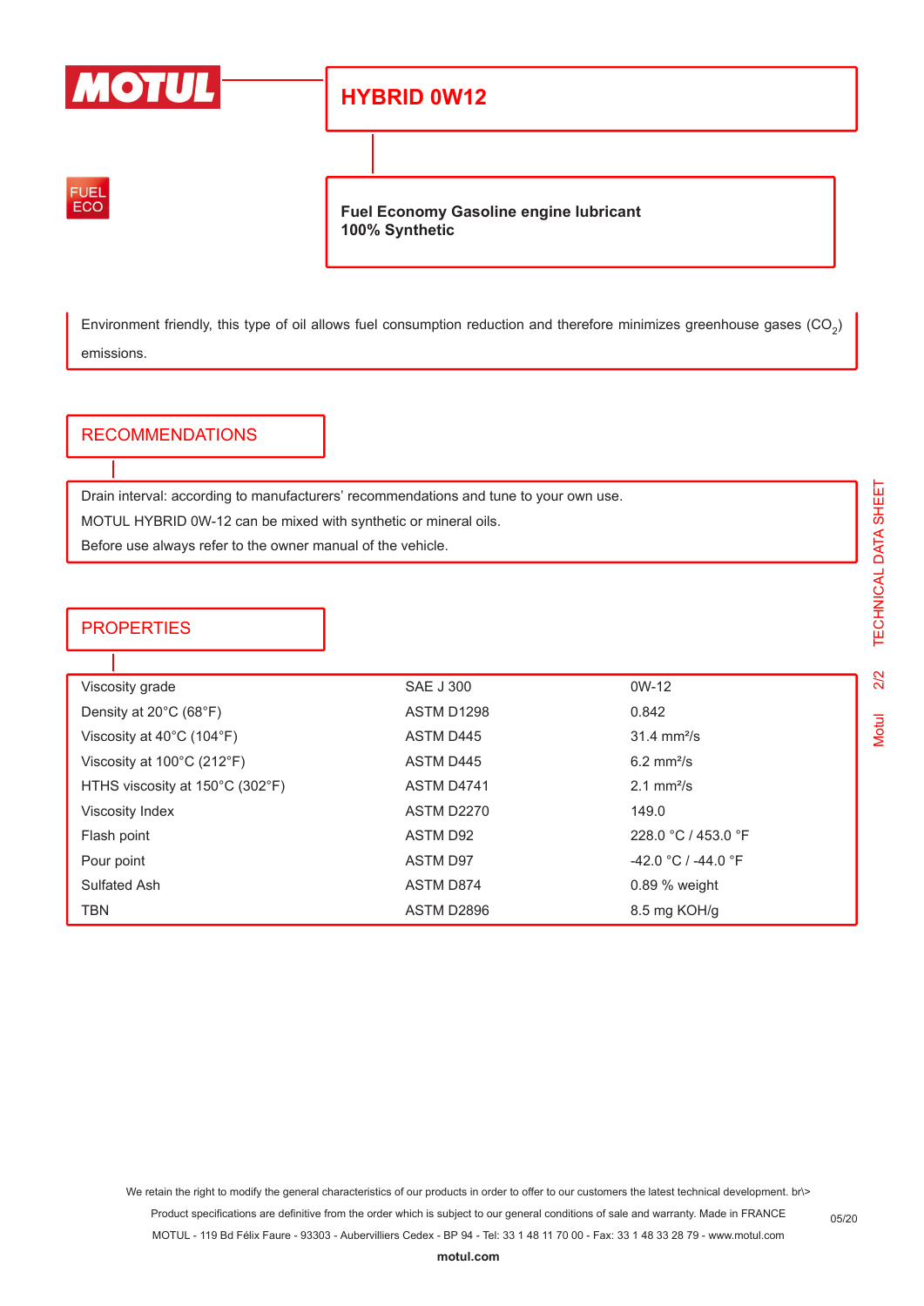MOTUL

# HYBRID 0W12

FUEL ECO

**Fuel Economy Gasoline engine lubricant**
**100% Synthetic**

Environment friendly, this type of oil allows fuel consumption reduction and therefore minimizes greenhouse gases ($CO_2$) emissions.

## RECOMMENDATIONS

Drain interval: according to manufacturers' recommendations and tune to your own use.
MOTUL HYBRID 0W-12 can be mixed with synthetic or mineral oils.
Before use always refer to the owner manual of the vehicle.

## PROPERTIES

| | | |
|---|---|---|
| Viscosity grade | SAE J 300 | 0W-12 |
| Density at 20°C (68°F) | ASTM D1298 | 0.842 |
| Viscosity at 40°C (104°F) | ASTM D445 | 31.4 mm²/s |
| Viscosity at 100°C (212°F) | ASTM D445 | 6.2 mm²/s |
| HTHS viscosity at 150°C (302°F) | ASTM D4741 | 2.1 mm²/s |
| Viscosity Index | ASTM D2270 | 149.0 |
| Flash point | ASTM D92 | 228.0 °C / 453.0 °F |
| Pour point | ASTM D97 | -42.0 °C / -44.0 °F |
| Sulfated Ash | ASTM D874 | 0.89 % weight |
| TBN | ASTM D2896 | 8.5 mg KOH/g |

We retain the right to modify the general characteristics of our products in order to offer to our customers the latest technical development. br\>
Product specifications are definitive from the order which is subject to our general conditions of sale and warranty. Made in FRANCE
MOTUL - 119 Bd Félix Faure - 93303 - Aubervilliers Cedex - BP 94 - Tel: 33 1 48 11 70 00 - Fax: 33 1 48 33 28 79 - www.motul.com

**motul.com**

05/20